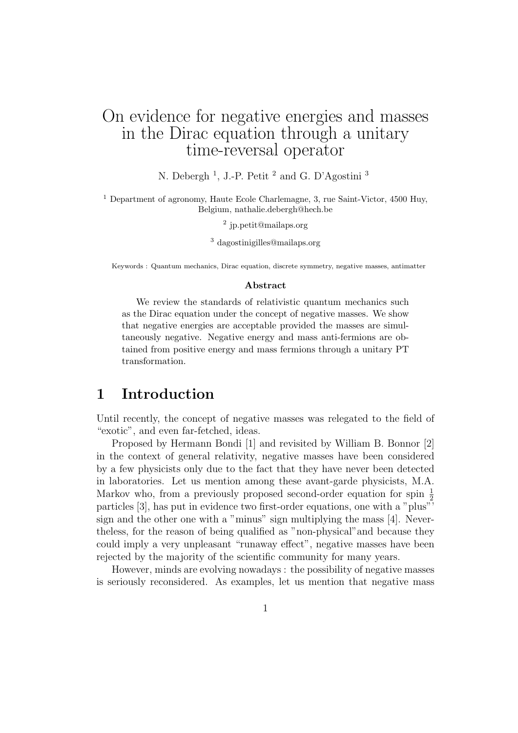# On evidence for negative energies and masses in the Dirac equation through a unitary time-reversal operator

N. Debergh [1], J.-P. Petit [2] and G. D'Agostini [3]

[1] Department of agronomy, Haute Ecole Charlemagne, 3, rue Saint-Victor, 4500 Huy, Belgium, nathalie.debergh@hech.be

[2] jp.petit@mailaps.org

[3] dagostinigilles@mailaps.org

Keywords : Quantum mechanics, Dirac equation, discrete symmetry, negative masses, antimatter

**Abstract**

We review the standards of relativistic quantum mechanics such as the Dirac equation under the concept of negative masses. We show that negative energies are acceptable provided the masses are simultaneously negative. Negative energy and mass anti-fermions are obtained from positive energy and mass fermions through a unitary PT transformation.

## 1 Introduction

Until recently, the concept of negative masses was relegated to the field of "exotic", and even far-fetched, ideas.

Proposed by Hermann Bondi [1] and revisited by William B. Bonnor [2] in the context of general relativity, negative masses have been considered by a few physicists only due to the fact that they have never been detected in laboratories. Let us mention among these avant-garde physicists, M.A. Markov who, from a previously proposed second-order equation for spin $\frac{1}{2}$ particles [3], has put in evidence two first-order equations, one with a "plus"' sign and the other one with a "minus" sign multiplying the mass [4]. Nevertheless, for the reason of being qualified as "non-physical"and because they could imply a very unpleasant "runaway effect", negative masses have been rejected by the majority of the scientific community for many years.

However, minds are evolving nowadays : the possibility of negative masses is seriously reconsidered. As examples, let us mention that negative mass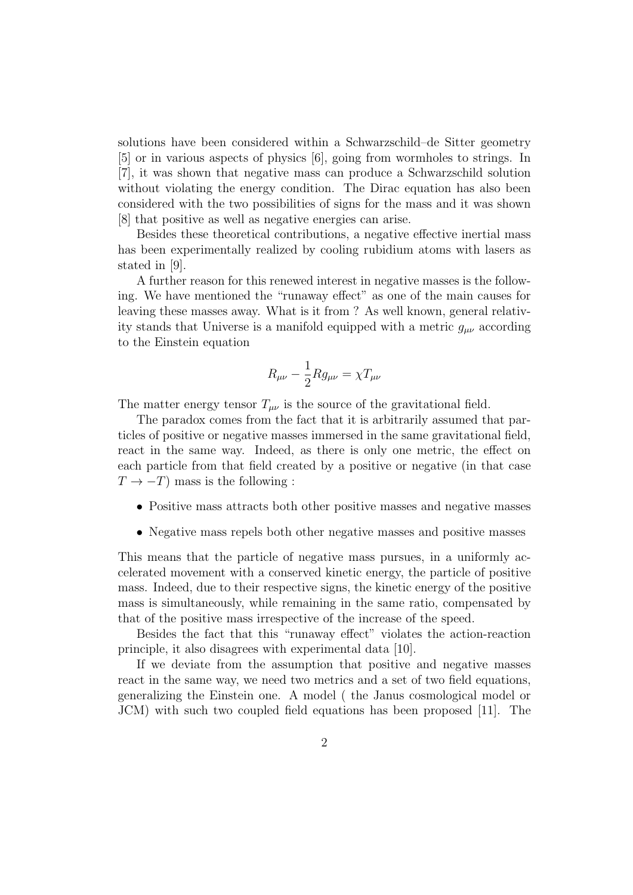solutions have been considered within a Schwarzschild–de Sitter geometry [5] or in various aspects of physics [6], going from wormholes to strings. In [7], it was shown that negative mass can produce a Schwarzschild solution without violating the energy condition. The Dirac equation has also been considered with the two possibilities of signs for the mass and it was shown [8] that positive as well as negative energies can arise.

Besides these theoretical contributions, a negative effective inertial mass has been experimentally realized by cooling rubidium atoms with lasers as stated in [9].

A further reason for this renewed interest in negative masses is the following. We have mentioned the "runaway effect" as one of the main causes for leaving these masses away. What is it from ? As well known, general relativity stands that Universe is a manifold equipped with a metric $g_{\mu\nu}$ according to the Einstein equation

$$R_{\mu\nu} - \frac{1}{2}Rg_{\mu\nu} = \chi T_{\mu\nu}$$

The matter energy tensor $T_{\mu\nu}$ is the source of the gravitational field.

The paradox comes from the fact that it is arbitrarily assumed that particles of positive or negative masses immersed in the same gravitational field, react in the same way. Indeed, as there is only one metric, the effect on each particle from that field created by a positive or negative (in that case $T \to -T$) mass is the following :

- Positive mass attracts both other positive masses and negative masses
- Negative mass repels both other negative masses and positive masses

This means that the particle of negative mass pursues, in a uniformly accelerated movement with a conserved kinetic energy, the particle of positive mass. Indeed, due to their respective signs, the kinetic energy of the positive mass is simultaneously, while remaining in the same ratio, compensated by that of the positive mass irrespective of the increase of the speed.

Besides the fact that this "runaway effect" violates the action-reaction principle, it also disagrees with experimental data [10].

If we deviate from the assumption that positive and negative masses react in the same way, we need two metrics and a set of two field equations, generalizing the Einstein one. A model ( the Janus cosmological model or JCM) with such two coupled field equations has been proposed [11]. The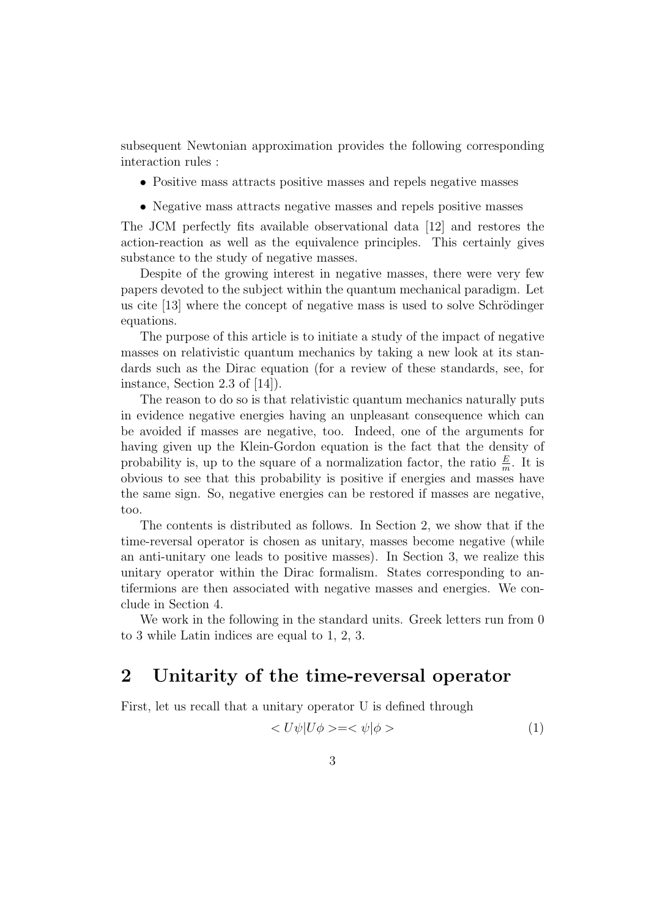subsequent Newtonian approximation provides the following corresponding interaction rules :

- Positive mass attracts positive masses and repels negative masses
- Negative mass attracts negative masses and repels positive masses

The JCM perfectly fits available observational data [12] and restores the action-reaction as well as the equivalence principles. This certainly gives substance to the study of negative masses.

Despite of the growing interest in negative masses, there were very few papers devoted to the subject within the quantum mechanical paradigm. Let us cite [13] where the concept of negative mass is used to solve Schrödinger equations.

The purpose of this article is to initiate a study of the impact of negative masses on relativistic quantum mechanics by taking a new look at its standards such as the Dirac equation (for a review of these standards, see, for instance, Section 2.3 of [14]).

The reason to do so is that relativistic quantum mechanics naturally puts in evidence negative energies having an unpleasant consequence which can be avoided if masses are negative, too. Indeed, one of the arguments for having given up the Klein-Gordon equation is the fact that the density of probability is, up to the square of a normalization factor, the ratio $\frac{E}{m}$. It is obvious to see that this probability is positive if energies and masses have the same sign. So, negative energies can be restored if masses are negative, too.

The contents is distributed as follows. In Section 2, we show that if the time-reversal operator is chosen as unitary, masses become negative (while an anti-unitary one leads to positive masses). In Section 3, we realize this unitary operator within the Dirac formalism. States corresponding to antifermions are then associated with negative masses and energies. We conclude in Section 4.

We work in the following in the standard units. Greek letters run from 0 to 3 while Latin indices are equal to 1, 2, 3.

## 2 Unitarity of the time-reversal operator

First, let us recall that a unitary operator U is defined through

$$< U\psi | U\phi > = < \psi | \phi > \tag{1}$$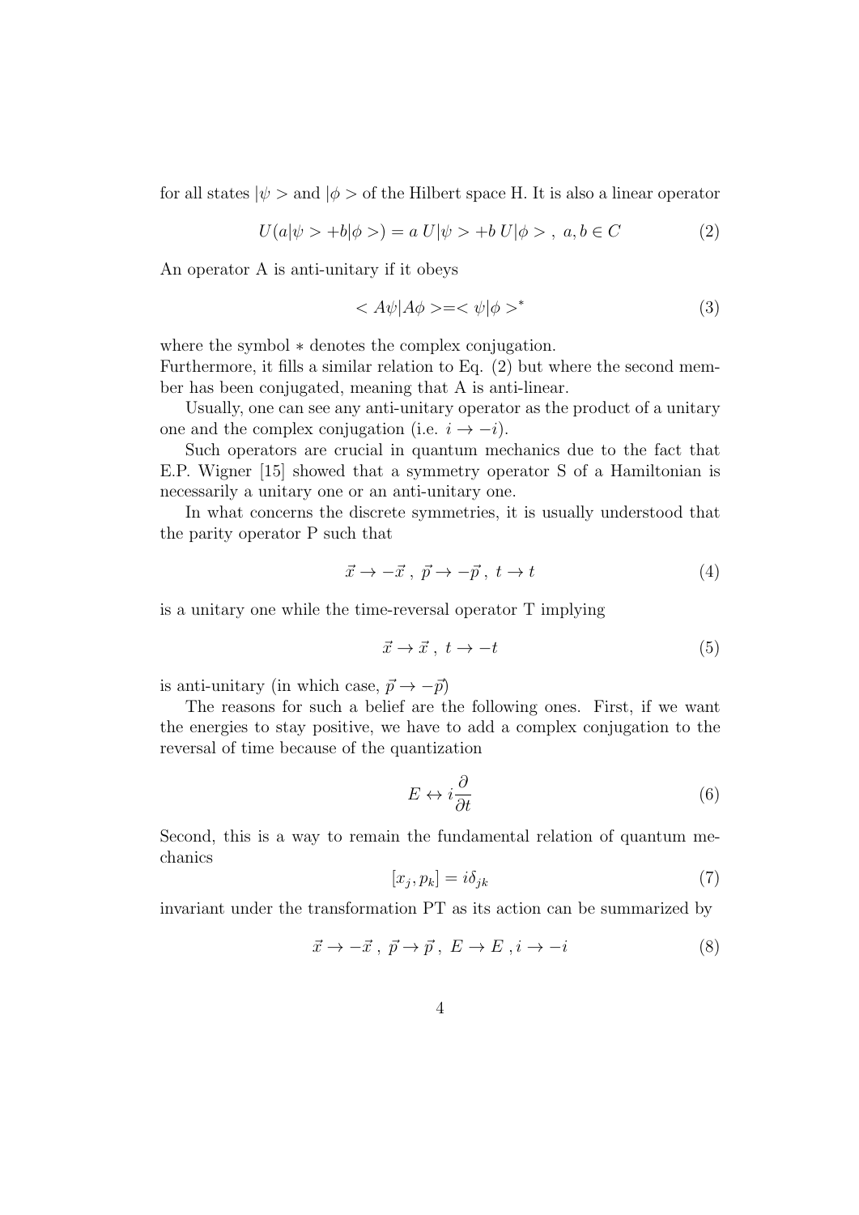for all states $|\psi>$ and $|\phi>$ of the Hilbert space H. It is also a linear operator

$$U(a|\psi> + b|\phi>) = a\,U|\psi> + b\,U|\phi>\ ,\ a, b \in C \tag{2}$$

An operator A is anti-unitary if it obeys

$$< A\psi|A\phi> = <\psi|\phi>^* \tag{3}$$

where the symbol $*$ denotes the complex conjugation.
Furthermore, it fills a similar relation to Eq. (2) but where the second member has been conjugated, meaning that A is anti-linear.

Usually, one can see any anti-unitary operator as the product of a unitary one and the complex conjugation (i.e. $i \to -i$).

Such operators are crucial in quantum mechanics due to the fact that E.P. Wigner [15] showed that a symmetry operator S of a Hamiltonian is necessarily a unitary one or an anti-unitary one.

In what concerns the discrete symmetries, it is usually understood that the parity operator P such that

$$\vec{x} \to -\vec{x}\ ,\ \vec{p} \to -\vec{p}\ ,\ t \to t \tag{4}$$

is a unitary one while the time-reversal operator T implying

$$\vec{x} \to \vec{x}\ ,\ t \to -t \tag{5}$$

is anti-unitary (in which case, $\vec{p} \to -\vec{p}$)

The reasons for such a belief are the following ones. First, if we want the energies to stay positive, we have to add a complex conjugation to the reversal of time because of the quantization

$$E \leftrightarrow i\frac{\partial}{\partial t} \tag{6}$$

Second, this is a way to remain the fundamental relation of quantum mechanics

$$[x_j, p_k] = i\delta_{jk} \tag{7}$$

invariant under the transformation PT as its action can be summarized by

$$\vec{x} \to -\vec{x}\ ,\ \vec{p} \to \vec{p}\ ,\ E \to E\ , i \to -i \tag{8}$$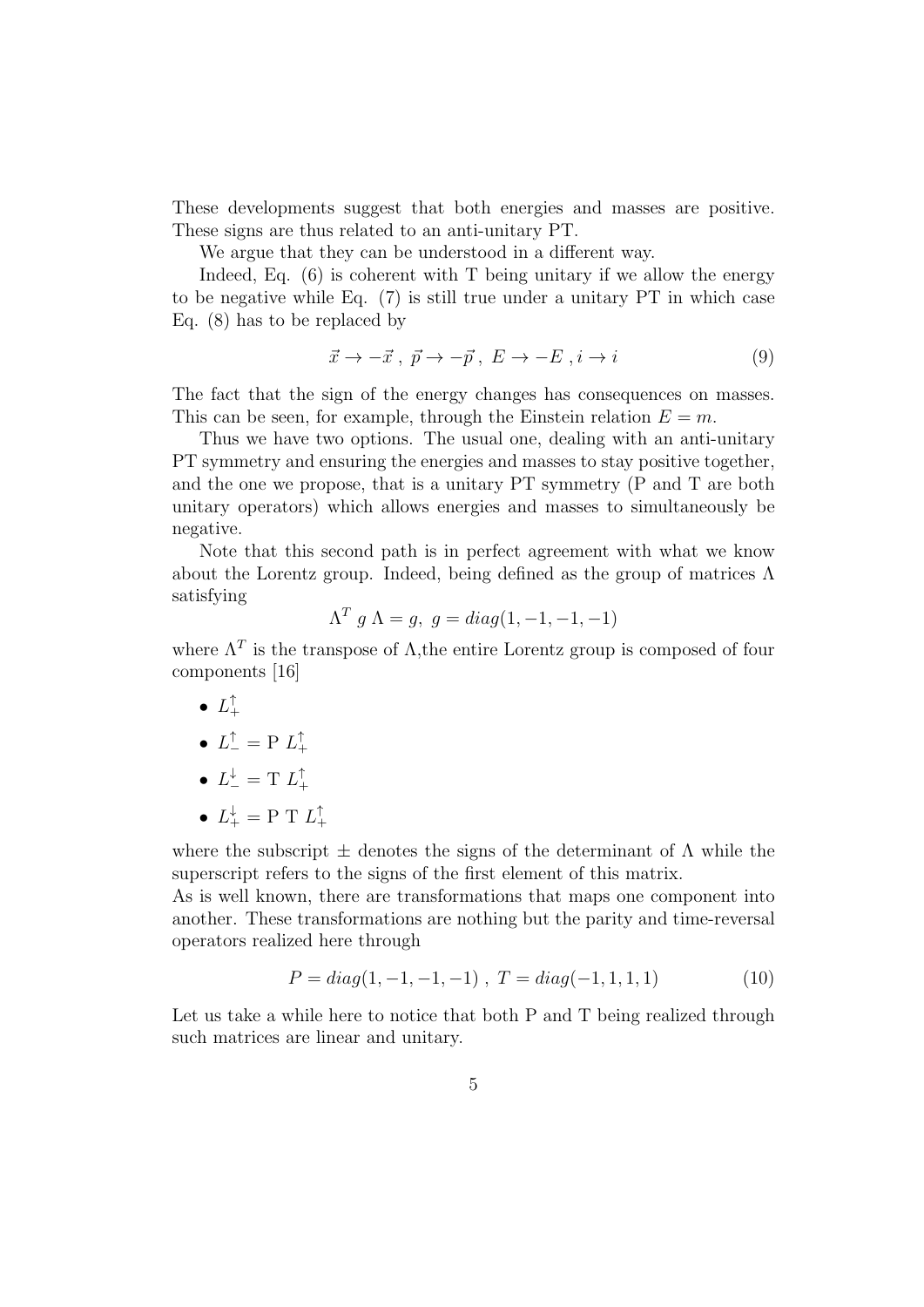These developments suggest that both energies and masses are positive. These signs are thus related to an anti-unitary PT.

We argue that they can be understood in a different way.

Indeed, Eq. (6) is coherent with T being unitary if we allow the energy to be negative while Eq. (7) is still true under a unitary PT in which case Eq. (8) has to be replaced by

$$\vec{x} \to -\vec{x} \;,\; \vec{p} \to -\vec{p} \;,\; E \to -E \;, i \to i \tag{9}$$

The fact that the sign of the energy changes has consequences on masses. This can be seen, for example, through the Einstein relation $E = m$.

Thus we have two options. The usual one, dealing with an anti-unitary PT symmetry and ensuring the energies and masses to stay positive together, and the one we propose, that is a unitary PT symmetry (P and T are both unitary operators) which allows energies and masses to simultaneously be negative.

Note that this second path is in perfect agreement with what we know about the Lorentz group. Indeed, being defined as the group of matrices $\Lambda$ satisfying

$$\Lambda^T \; g \; \Lambda = g, \; g = diag(1, -1, -1, -1)$$

where $\Lambda^T$ is the transpose of $\Lambda$,the entire Lorentz group is composed of four components [16]

- $L_+^\uparrow$
- $L_-^\uparrow = \mathrm{P} \; L_+^\uparrow$
- $L_-^\downarrow = \mathrm{T} \; L_+^\uparrow$
- $L_+^\downarrow = \mathrm{P} \; \mathrm{T} \; L_+^\uparrow$

where the subscript $\pm$ denotes the signs of the determinant of $\Lambda$ while the superscript refers to the signs of the first element of this matrix.

As is well known, there are transformations that maps one component into another. These transformations are nothing but the parity and time-reversal operators realized here through

$$P = diag(1, -1, -1, -1) \;,\; T = diag(-1, 1, 1, 1) \tag{10}$$

Let us take a while here to notice that both P and T being realized through such matrices are linear and unitary.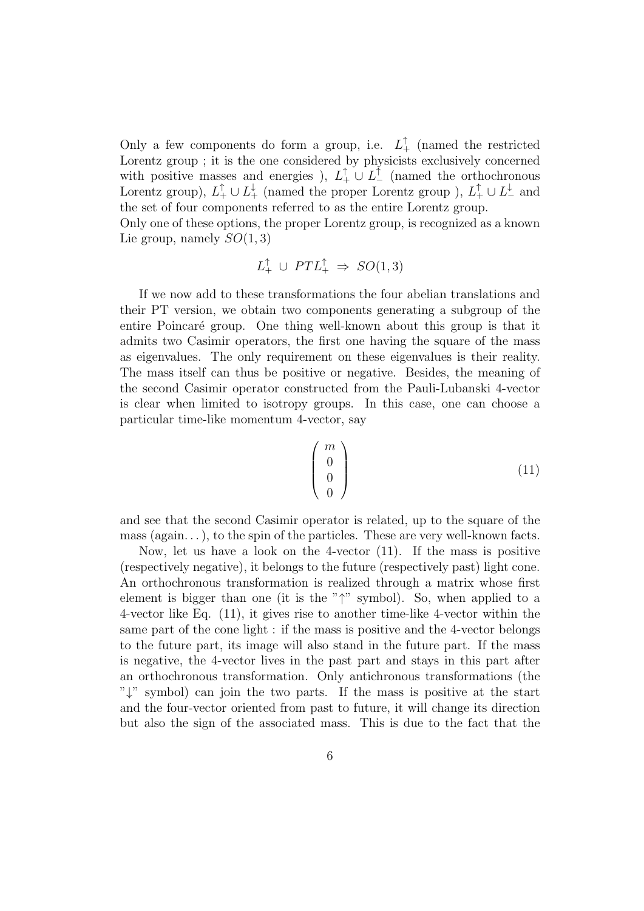Only a few components do form a group, i.e. $L_+^\uparrow$ (named the restricted Lorentz group ; it is the one considered by physicists exclusively concerned with positive masses and energies ), $L_+^\uparrow \cup L_-^\uparrow$ (named the orthochronous Lorentz group), $L_+^\uparrow \cup L_+^\downarrow$ (named the proper Lorentz group ), $L_+^\uparrow \cup L_-^\downarrow$ and the set of four components referred to as the entire Lorentz group.
Only one of these options, the proper Lorentz group, is recognized as a known Lie group, namely $SO(1,3)$

$$L_+^\uparrow \;\cup\; PTL_+^\uparrow \;\Rightarrow\; SO(1,3)$$

If we now add to these transformations the four abelian translations and their PT version, we obtain two components generating a subgroup of the entire Poincaré group. One thing well-known about this group is that it admits two Casimir operators, the first one having the square of the mass as eigenvalues. The only requirement on these eigenvalues is their reality. The mass itself can thus be positive or negative. Besides, the meaning of the second Casimir operator constructed from the Pauli-Lubanski 4-vector is clear when limited to isotropy groups. In this case, one can choose a particular time-like momentum 4-vector, say

$$\begin{pmatrix} m \\ 0 \\ 0 \\ 0 \end{pmatrix} \tag{11}$$

and see that the second Casimir operator is related, up to the square of the mass (again...), to the spin of the particles. These are very well-known facts.

Now, let us have a look on the 4-vector (11). If the mass is positive (respectively negative), it belongs to the future (respectively past) light cone. An orthochronous transformation is realized through a matrix whose first element is bigger than one (it is the "$\uparrow$" symbol). So, when applied to a 4-vector like Eq. (11), it gives rise to another time-like 4-vector within the same part of the cone light : if the mass is positive and the 4-vector belongs to the future part, its image will also stand in the future part. If the mass is negative, the 4-vector lives in the past part and stays in this part after an orthochronous transformation. Only antichronous transformations (the "$\downarrow$" symbol) can join the two parts. If the mass is positive at the start and the four-vector oriented from past to future, it will change its direction but also the sign of the associated mass. This is due to the fact that the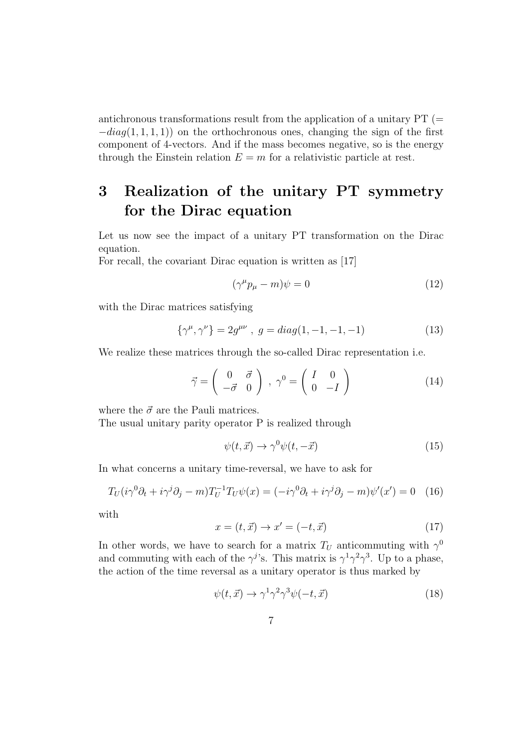antichronous transformations result from the application of a unitary PT ($= -diag(1,1,1,1)$) on the orthochronous ones, changing the sign of the first component of 4-vectors. And if the mass becomes negative, so is the energy through the Einstein relation $E = m$ for a relativistic particle at rest.

# 3 Realization of the unitary PT symmetry for the Dirac equation

Let us now see the impact of a unitary PT transformation on the Dirac equation.
For recall, the covariant Dirac equation is written as [17]

$$(\gamma^\mu p_\mu - m)\psi = 0 \tag{12}$$

with the Dirac matrices satisfying

$$\{\gamma^\mu, \gamma^\nu\} = 2g^{\mu\nu} \ , \ g = diag(1,-1,-1,-1) \tag{13}$$

We realize these matrices through the so-called Dirac representation i.e.

$$\vec{\gamma} = \begin{pmatrix} 0 & \vec{\sigma} \\ -\vec{\sigma} & 0 \end{pmatrix} \ , \ \gamma^0 = \begin{pmatrix} I & 0 \\ 0 & -I \end{pmatrix} \tag{14}$$

where the $\vec{\sigma}$ are the Pauli matrices.
The usual unitary parity operator P is realized through

$$\psi(t,\vec{x}) \rightarrow \gamma^0 \psi(t,-\vec{x}) \tag{15}$$

In what concerns a unitary time-reversal, we have to ask for

$$T_U(i\gamma^0\partial_t + i\gamma^j\partial_j - m)T_U^{-1}T_U\psi(x) = (-i\gamma^0\partial_t + i\gamma^j\partial_j - m)\psi'(x') = 0 \tag{16}$$

with

$$x = (t,\vec{x}) \rightarrow x' = (-t,\vec{x}) \tag{17}$$

In other words, we have to search for a matrix $T_U$ anticommuting with $\gamma^0$ and commuting with each of the $\gamma^j$'s. This matrix is $\gamma^1\gamma^2\gamma^3$. Up to a phase, the action of the time reversal as a unitary operator is thus marked by

$$\psi(t,\vec{x}) \rightarrow \gamma^1\gamma^2\gamma^3\psi(-t,\vec{x}) \tag{18}$$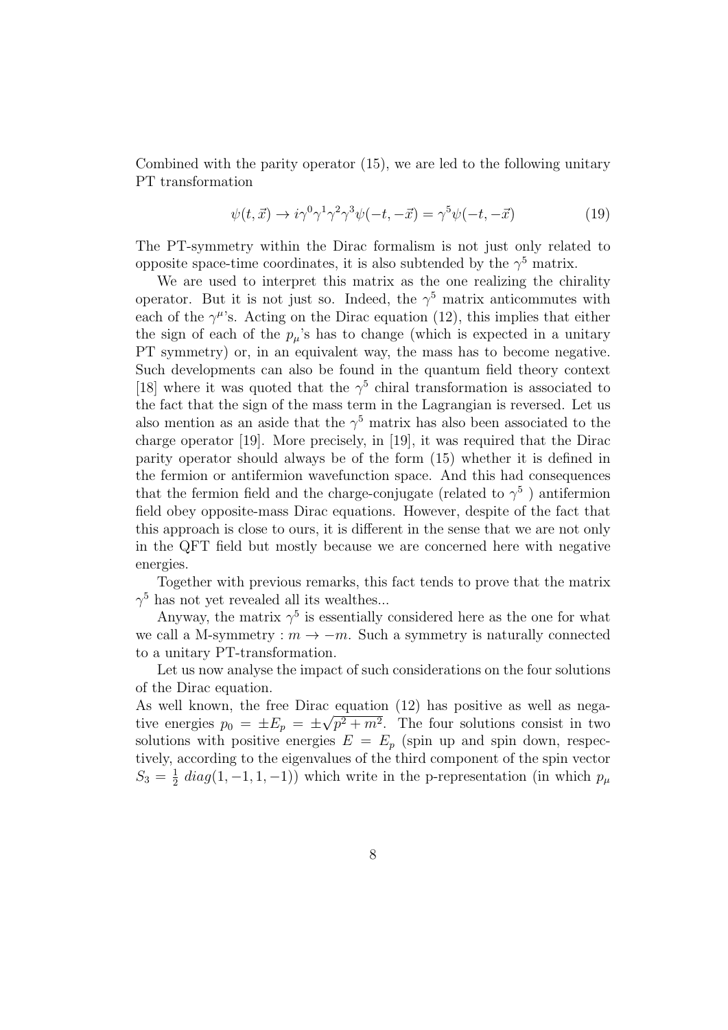Combined with the parity operator (15), we are led to the following unitary PT transformation

$$\psi(t, \vec{x}) \rightarrow i\gamma^0\gamma^1\gamma^2\gamma^3\psi(-t, -\vec{x}) = \gamma^5\psi(-t, -\vec{x}) \tag{19}$$

The PT-symmetry within the Dirac formalism is not just only related to opposite space-time coordinates, it is also subtended by the $\gamma^5$ matrix.

We are used to interpret this matrix as the one realizing the chirality operator. But it is not just so. Indeed, the $\gamma^5$ matrix anticommutes with each of the $\gamma^\mu$'s. Acting on the Dirac equation (12), this implies that either the sign of each of the $p_\mu$'s has to change (which is expected in a unitary PT symmetry) or, in an equivalent way, the mass has to become negative. Such developments can also be found in the quantum field theory context [18] where it was quoted that the $\gamma^5$ chiral transformation is associated to the fact that the sign of the mass term in the Lagrangian is reversed. Let us also mention as an aside that the $\gamma^5$ matrix has also been associated to the charge operator [19]. More precisely, in [19], it was required that the Dirac parity operator should always be of the form (15) whether it is defined in the fermion or antifermion wavefunction space. And this had consequences that the fermion field and the charge-conjugate (related to $\gamma^5$ ) antifermion field obey opposite-mass Dirac equations. However, despite of the fact that this approach is close to ours, it is different in the sense that we are not only in the QFT field but mostly because we are concerned here with negative energies.

Together with previous remarks, this fact tends to prove that the matrix $\gamma^5$ has not yet revealed all its wealthes...

Anyway, the matrix $\gamma^5$ is essentially considered here as the one for what we call a M-symmetry : $m \rightarrow -m$. Such a symmetry is naturally connected to a unitary PT-transformation.

Let us now analyse the impact of such considerations on the four solutions of the Dirac equation.

As well known, the free Dirac equation (12) has positive as well as negative energies $p_0 = \pm E_p = \pm\sqrt{p^2 + m^2}$. The four solutions consist in two solutions with positive energies $E = E_p$ (spin up and spin down, respectively, according to the eigenvalues of the third component of the spin vector $S_3 = \frac{1}{2}\ diag(1, -1, 1, -1)$) which write in the p-representation (in which $p_\mu$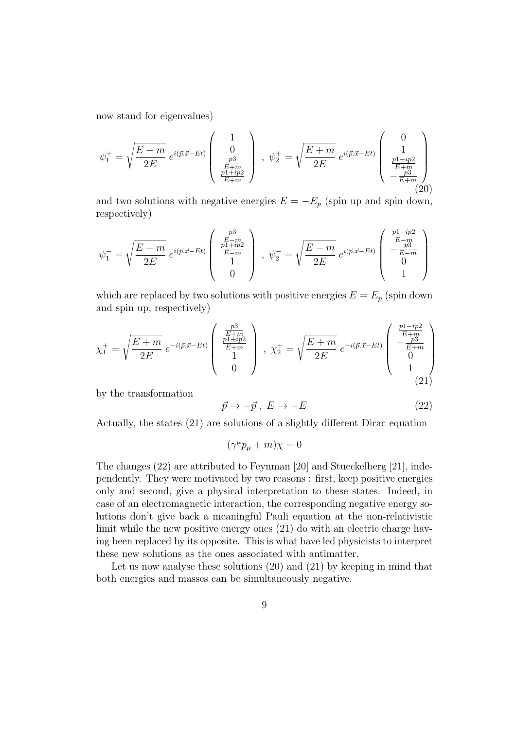now stand for eigenvalues)

$$\psi_1^+ = \sqrt{\frac{E+m}{2E}}\; e^{i(\vec{p}.\vec{x}-Et)} \begin{pmatrix} 1 \\ 0 \\ \frac{p3}{E+m} \\ \frac{p1+ip2}{E+m} \end{pmatrix} \;,\; \psi_2^+ = \sqrt{\frac{E+m}{2E}}\; e^{i(\vec{p}.\vec{x}-Et)} \begin{pmatrix} 0 \\ 1 \\ \frac{p1-ip2}{E+m} \\ -\frac{p3}{E+m} \end{pmatrix} \tag{20}$$

and two solutions with negative energies $E = -E_p$ (spin up and spin down, respectively)

$$\psi_1^- = \sqrt{\frac{E-m}{2E}}\; e^{i(\vec{p}.\vec{x}-Et)} \begin{pmatrix} \frac{p3}{E-m} \\ \frac{p1+ip2}{E-m} \\ 1 \\ 0 \end{pmatrix} \;,\; \psi_2^- = \sqrt{\frac{E-m}{2E}}\; e^{i(\vec{p}.\vec{x}-Et)} \begin{pmatrix} \frac{p1-ip2}{E-m} \\ -\frac{p3}{E-m} \\ 0 \\ 1 \end{pmatrix}$$

which are replaced by two solutions with positive energies $E = E_p$ (spin down and spin up, respectively)

$$\chi_1^+ = \sqrt{\frac{E+m}{2E}}\; e^{-i(\vec{p}.\vec{x}-Et)} \begin{pmatrix} \frac{p3}{E+m} \\ \frac{p1+ip2}{E+m} \\ 1 \\ 0 \end{pmatrix} \;,\; \chi_2^+ = \sqrt{\frac{E+m}{2E}}\; e^{-i(\vec{p}.\vec{x}-Et)} \begin{pmatrix} \frac{p1-ip2}{E+m} \\ -\frac{p3}{E+m} \\ 0 \\ 1 \end{pmatrix} \tag{21}$$

by the transformation

$$\vec{p} \to -\vec{p}\;,\; E \to -E \tag{22}$$

Actually, the states (21) are solutions of a slightly different Dirac equation

$$(\gamma^\mu p_\mu + m)\chi = 0$$

The changes (22) are attributed to Feynman [20] and Stueckelberg [21], independently. They were motivated by two reasons : first, keep positive energies only and second, give a physical interpretation to these states. Indeed, in case of an electromagnetic interaction, the corresponding negative energy solutions don't give back a meaningful Pauli equation at the non-relativistic limit while the new positive energy ones (21) do with an electric charge having been replaced by its opposite. This is what have led physicists to interpret these new solutions as the ones associated with antimatter.

Let us now analyse these solutions (20) and (21) by keeping in mind that both energies and masses can be simultaneously negative.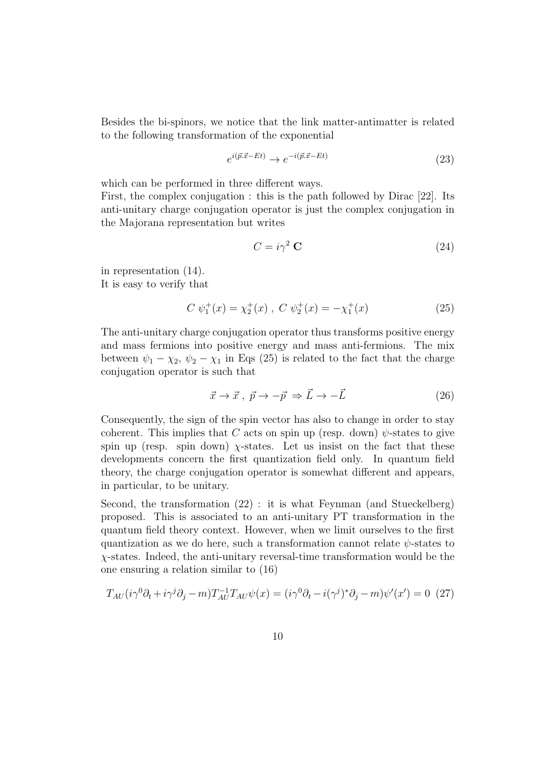Besides the bi-spinors, we notice that the link matter-antimatter is related to the following transformation of the exponential

$$e^{i(\vec{p}.\vec{x}-Et)} \rightarrow e^{-i(\vec{p}.\vec{x}-Et)} \tag{23}$$

which can be performed in three different ways.
First, the complex conjugation : this is the path followed by Dirac [22]. Its anti-unitary charge conjugation operator is just the complex conjugation in the Majorana representation but writes

$$C = i\gamma^2 \, \mathbf{C} \tag{24}$$

in representation (14).
It is easy to verify that

$$C \; \psi_1^+(x) = \chi_2^+(x) \; , \; C \; \psi_2^+(x) = -\chi_1^+(x) \tag{25}$$

The anti-unitary charge conjugation operator thus transforms positive energy and mass fermions into positive energy and mass anti-fermions. The mix between $\psi_1 - \chi_2$, $\psi_2 - \chi_1$ in Eqs (25) is related to the fact that the charge conjugation operator is such that

$$\vec{x} \rightarrow \vec{x} \; , \; \vec{p} \rightarrow -\vec{p} \; \Rightarrow \vec{L} \rightarrow -\vec{L} \tag{26}$$

Consequently, the sign of the spin vector has also to change in order to stay coherent. This implies that $C$ acts on spin up (resp. down) $\psi$-states to give spin up (resp. spin down) $\chi$-states. Let us insist on the fact that these developments concern the first quantization field only. In quantum field theory, the charge conjugation operator is somewhat different and appears, in particular, to be unitary.

Second, the transformation (22) : it is what Feynman (and Stueckelberg) proposed. This is associated to an anti-unitary PT transformation in the quantum field theory context. However, when we limit ourselves to the first quantization as we do here, such a transformation cannot relate $\psi$-states to $\chi$-states. Indeed, the anti-unitary reversal-time transformation would be the one ensuring a relation similar to (16)

$$T_{AU}(i\gamma^0\partial_t + i\gamma^j\partial_j - m)T_{AU}^{-1}T_{AU}\psi(x) = (i\gamma^0\partial_t - i(\gamma^j)^*\partial_j - m)\psi'(x') = 0 \tag{27}$$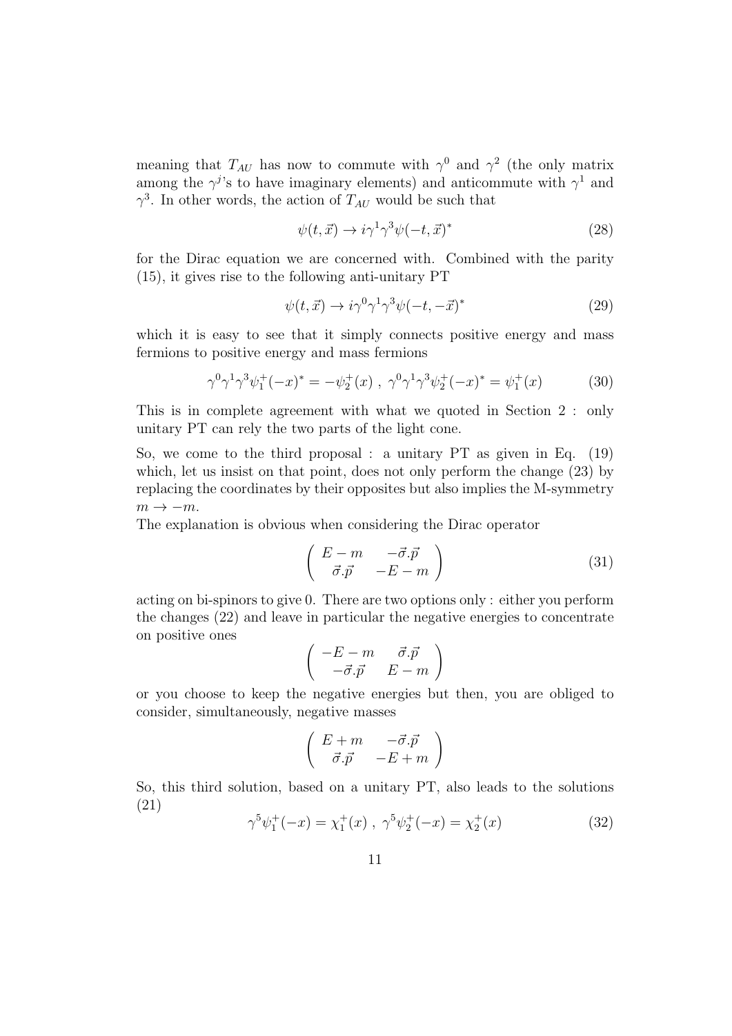meaning that $T_{AU}$ has now to commute with $\gamma^0$ and $\gamma^2$ (the only matrix among the $\gamma^j$'s to have imaginary elements) and anticommute with $\gamma^1$ and $\gamma^3$. In other words, the action of $T_{AU}$ would be such that

$$\psi(t, \vec{x}) \to i\gamma^1\gamma^3\psi(-t, \vec{x})^* \tag{28}$$

for the Dirac equation we are concerned with. Combined with the parity (15), it gives rise to the following anti-unitary PT

$$\psi(t, \vec{x}) \to i\gamma^0\gamma^1\gamma^3\psi(-t, -\vec{x})^* \tag{29}$$

which it is easy to see that it simply connects positive energy and mass fermions to positive energy and mass fermions

$$\gamma^0\gamma^1\gamma^3\psi_1^+(-x)^* = -\psi_2^+(x)\ ,\ \gamma^0\gamma^1\gamma^3\psi_2^+(-x)^* = \psi_1^+(x) \tag{30}$$

This is in complete agreement with what we quoted in Section 2 : only unitary PT can rely the two parts of the light cone.

So, we come to the third proposal : a unitary PT as given in Eq. (19) which, let us insist on that point, does not only perform the change (23) by replacing the coordinates by their opposites but also implies the M-symmetry $m \to -m$.

The explanation is obvious when considering the Dirac operator

$$\begin{pmatrix} E - m & -\vec{\sigma}.\vec{p} \\ \vec{\sigma}.\vec{p} & -E - m \end{pmatrix} \tag{31}$$

acting on bi-spinors to give 0. There are two options only : either you perform the changes (22) and leave in particular the negative energies to concentrate on positive ones

$$\begin{pmatrix} -E - m & \vec{\sigma}.\vec{p} \\ -\vec{\sigma}.\vec{p} & E - m \end{pmatrix}$$

or you choose to keep the negative energies but then, you are obliged to consider, simultaneously, negative masses

$$\begin{pmatrix} E + m & -\vec{\sigma}.\vec{p} \\ \vec{\sigma}.\vec{p} & -E + m \end{pmatrix}$$

So, this third solution, based on a unitary PT, also leads to the solutions (21)

$$\gamma^5\psi_1^+(-x) = \chi_1^+(x)\ ,\ \gamma^5\psi_2^+(-x) = \chi_2^+(x) \tag{32}$$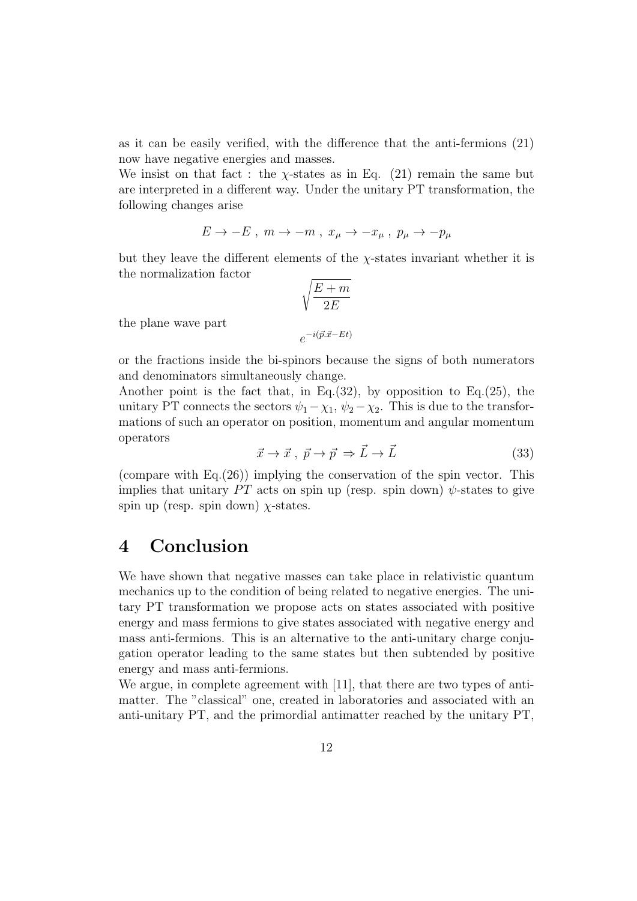as it can be easily verified, with the difference that the anti-fermions (21) now have negative energies and masses.

We insist on that fact : the $\chi$-states as in Eq. (21) remain the same but are interpreted in a different way. Under the unitary PT transformation, the following changes arise

$$E \rightarrow -E \ , \ m \rightarrow -m \ , \ x_\mu \rightarrow -x_\mu \ , \ p_\mu \rightarrow -p_\mu$$

but they leave the different elements of the $\chi$-states invariant whether it is the normalization factor

$$\sqrt{\frac{E+m}{2E}}$$

the plane wave part

$$e^{-i(\vec{p}.\vec{x}-Et)}$$

or the fractions inside the bi-spinors because the signs of both numerators and denominators simultaneously change.

Another point is the fact that, in Eq.(32), by opposition to Eq.(25), the unitary PT connects the sectors $\psi_1 - \chi_1$, $\psi_2 - \chi_2$. This is due to the transformations of such an operator on position, momentum and angular momentum operators

$$\vec{x} \rightarrow \vec{x} \ , \ \vec{p} \rightarrow \vec{p} \ \Rightarrow \vec{L} \rightarrow \vec{L} \tag{33}$$

(compare with Eq.(26)) implying the conservation of the spin vector. This implies that unitary $PT$ acts on spin up (resp. spin down) $\psi$-states to give spin up (resp. spin down) $\chi$-states.

# 4 Conclusion

We have shown that negative masses can take place in relativistic quantum mechanics up to the condition of being related to negative energies. The unitary PT transformation we propose acts on states associated with positive energy and mass fermions to give states associated with negative energy and mass anti-fermions. This is an alternative to the anti-unitary charge conjugation operator leading to the same states but then subtended by positive energy and mass anti-fermions.

We argue, in complete agreement with [11], that there are two types of antimatter. The "classical" one, created in laboratories and associated with an anti-unitary PT, and the primordial antimatter reached by the unitary PT,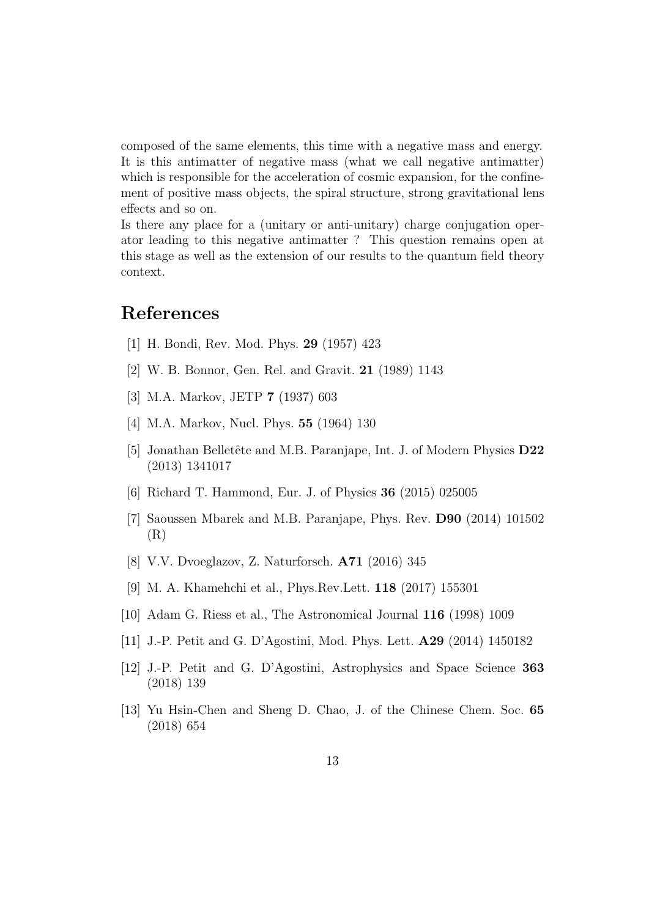composed of the same elements, this time with a negative mass and energy. It is this antimatter of negative mass (what we call negative antimatter) which is responsible for the acceleration of cosmic expansion, for the confinement of positive mass objects, the spiral structure, strong gravitational lens effects and so on.

Is there any place for a (unitary or anti-unitary) charge conjugation operator leading to this negative antimatter ? This question remains open at this stage as well as the extension of our results to the quantum field theory context.

# References

[1] H. Bondi, Rev. Mod. Phys. **29** (1957) 423

[2] W. B. Bonnor, Gen. Rel. and Gravit. **21** (1989) 1143

[3] M.A. Markov, JETP **7** (1937) 603

[4] M.A. Markov, Nucl. Phys. **55** (1964) 130

[5] Jonathan Belletête and M.B. Paranjape, Int. J. of Modern Physics **D22** (2013) 1341017

[6] Richard T. Hammond, Eur. J. of Physics **36** (2015) 025005

[7] Saoussen Mbarek and M.B. Paranjape, Phys. Rev. **D90** (2014) 101502 (R)

[8] V.V. Dvoeglazov, Z. Naturforsch. **A71** (2016) 345

[9] M. A. Khamehchi et al., Phys.Rev.Lett. **118** (2017) 155301

[10] Adam G. Riess et al., The Astronomical Journal **116** (1998) 1009

[11] J.-P. Petit and G. D'Agostini, Mod. Phys. Lett. **A29** (2014) 1450182

[12] J.-P. Petit and G. D'Agostini, Astrophysics and Space Science **363** (2018) 139

[13] Yu Hsin-Chen and Sheng D. Chao, J. of the Chinese Chem. Soc. **65** (2018) 654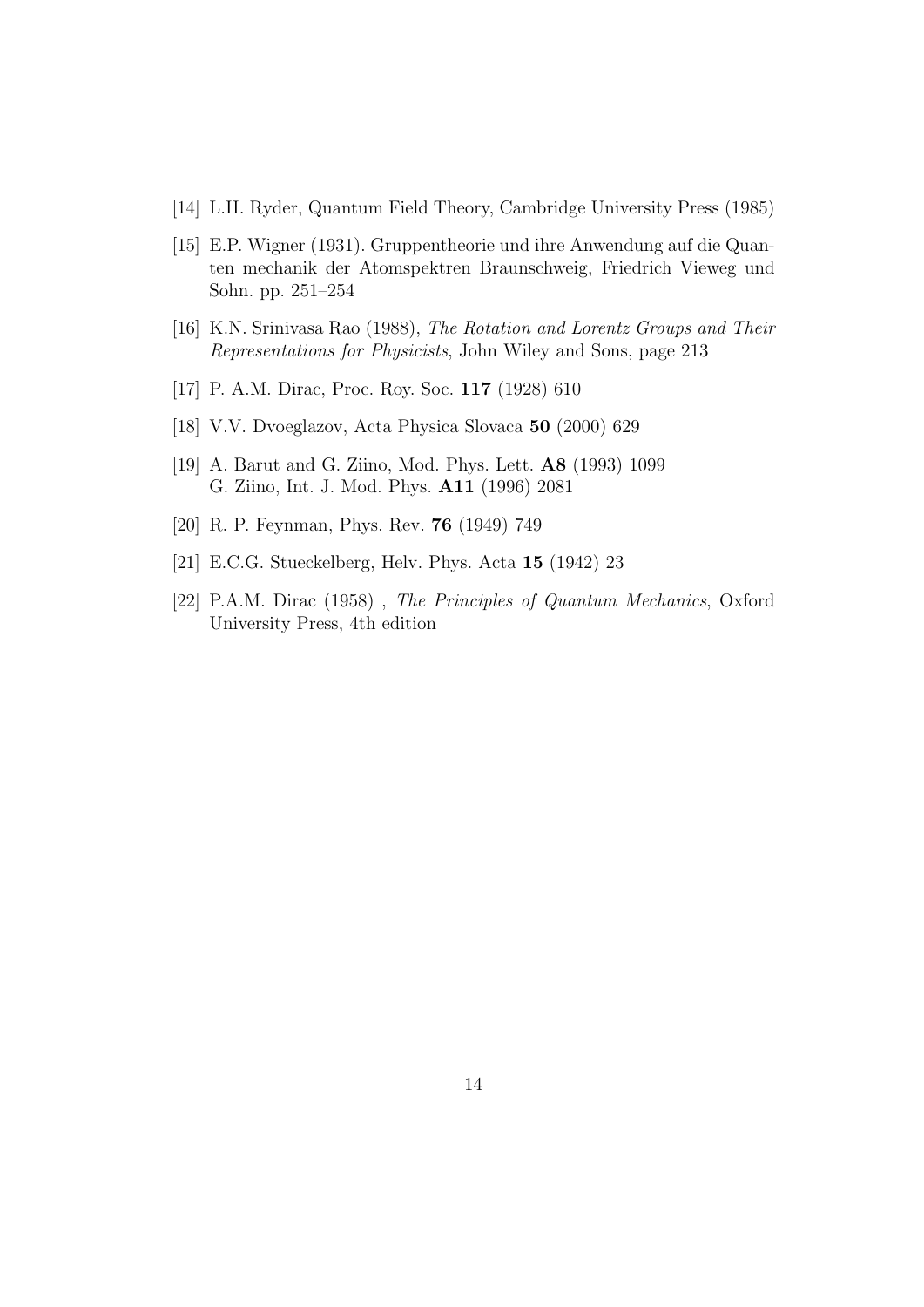[14] L.H. Ryder, Quantum Field Theory, Cambridge University Press (1985)

[15] E.P. Wigner (1931). Gruppentheorie und ihre Anwendung auf die Quanten mechanik der Atomspektren Braunschweig, Friedrich Vieweg und Sohn. pp. 251–254

[16] K.N. Srinivasa Rao (1988), *The Rotation and Lorentz Groups and Their Representations for Physicists*, John Wiley and Sons, page 213

[17] P. A.M. Dirac, Proc. Roy. Soc. **117** (1928) 610

[18] V.V. Dvoeglazov, Acta Physica Slovaca **50** (2000) 629

[19] A. Barut and G. Ziino, Mod. Phys. Lett. **A8** (1993) 1099
G. Ziino, Int. J. Mod. Phys. **A11** (1996) 2081

[20] R. P. Feynman, Phys. Rev. **76** (1949) 749

[21] E.C.G. Stueckelberg, Helv. Phys. Acta **15** (1942) 23

[22] P.A.M. Dirac (1958) , *The Principles of Quantum Mechanics*, Oxford University Press, 4th edition